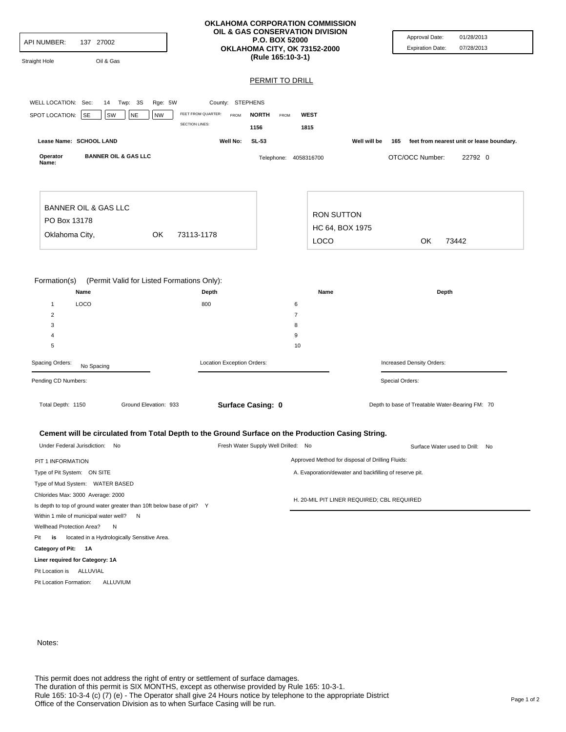**OKLAHOMA CORPORATION COMMISSION**
**OIL & GAS CONSERVATION DIVISION**
**P.O. BOX 52000**
**OKLAHOMA CITY, OK 73152-2000**
**(Rule 165:10-3-1)**

API NUMBER: 137 27002

Straight Hole Oil & Gas

Approval Date: 01/28/2013
Expiration Date: 07/28/2013

## PERMIT TO DRILL

WELL LOCATION: Sec: 14 Twp: 3S Rge: 5W County: STEPHENS

SPOT LOCATION: SE SW NE NW

| FEET FROM QUARTER: | FROM NORTH | FROM WEST |
|---|---|---|
| SECTION LINES: | 1156 | 1815 |

Lease Name: **SCHOOL LAND** Well No: **SL-53** Well will be **165** feet from nearest unit or lease boundary.

Operator Name: **BANNER OIL & GAS LLC** Telephone: 4058316700 OTC/OCC Number: 22792 0

BANNER OIL & GAS LLC
PO Box 13178
Oklahoma City, OK 73113-1178

RON SUTTON
HC 64, BOX 1975
LOCO OK 73442

Formation(s) (Permit Valid for Listed Formations Only):

| | Name | Depth | | Name | Depth |
|---|---|---|---|---|---|
| 1 | LOCO | 800 | 6 | | |
| 2 | | | 7 | | |
| 3 | | | 8 | | |
| 4 | | | 9 | | |
| 5 | | | 10 | | |

Spacing Orders: No Spacing

Location Exception Orders:

Increased Density Orders:

Pending CD Numbers:

Special Orders:

Total Depth: 1150 Ground Elevation: 933 **Surface Casing: 0** Depth to base of Treatable Water-Bearing FM: 70

**Cement will be circulated from Total Depth to the Ground Surface on the Production Casing String.**

Under Federal Jurisdiction: No Fresh Water Supply Well Drilled: No Surface Water used to Drill: No

PIT 1 INFORMATION

Type of Pit System: ON SITE

Type of Mud System: WATER BASED

Chlorides Max: 3000 Average: 2000

Is depth to top of ground water greater than 10ft below base of pit? Y

Within 1 mile of municipal water well? N

Wellhead Protection Area? N

Pit **is** located in a Hydrologically Sensitive Area.

**Category of Pit: 1A**

**Liner required for Category: 1A**

Pit Location is ALLUVIAL

Pit Location Formation: ALLUVIUM

Approved Method for disposal of Drilling Fluids:

A. Evaporation/dewater and backfilling of reserve pit.

H. 20-MIL PIT LINER REQUIRED; CBL REQUIRED

Notes:

This permit does not address the right of entry or settlement of surface damages.
The duration of this permit is SIX MONTHS, except as otherwise provided by Rule 165: 10-3-1.
Rule 165: 10-3-4 (c) (7) (e) - The Operator shall give 24 Hours notice by telephone to the appropriate District Office of the Conservation Division as to when Surface Casing will be run.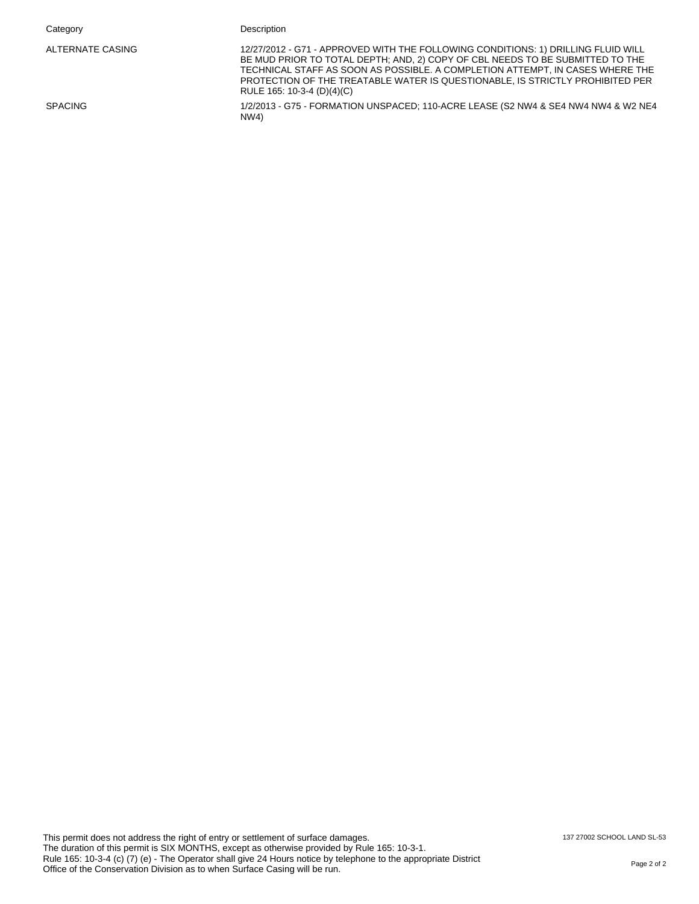| Category | Description |
| --- | --- |
| ALTERNATE CASING | 12/27/2012 - G71 - APPROVED WITH THE FOLLOWING CONDITIONS: 1) DRILLING FLUID WILL BE MUD PRIOR TO TOTAL DEPTH; AND, 2) COPY OF CBL NEEDS TO BE SUBMITTED TO THE TECHNICAL STAFF AS SOON AS POSSIBLE. A COMPLETION ATTEMPT, IN CASES WHERE THE PROTECTION OF THE TREATABLE WATER IS QUESTIONABLE, IS STRICTLY PROHIBITED PER RULE 165: 10-3-4 (D)(4)(C) |
| SPACING | 1/2/2013 - G75 - FORMATION UNSPACED; 110-ACRE LEASE (S2 NW4 & SE4 NW4 NW4 & W2 NE4 NW4) |

This permit does not address the right of entry or settlement of surface damages.
The duration of this permit is SIX MONTHS, except as otherwise provided by Rule 165: 10-3-1.
Rule 165: 10-3-4 (c) (7) (e) - The Operator shall give 24 Hours notice by telephone to the appropriate District Office of the Conservation Division as to when Surface Casing will be run.

137 27002 SCHOOL LAND SL-53